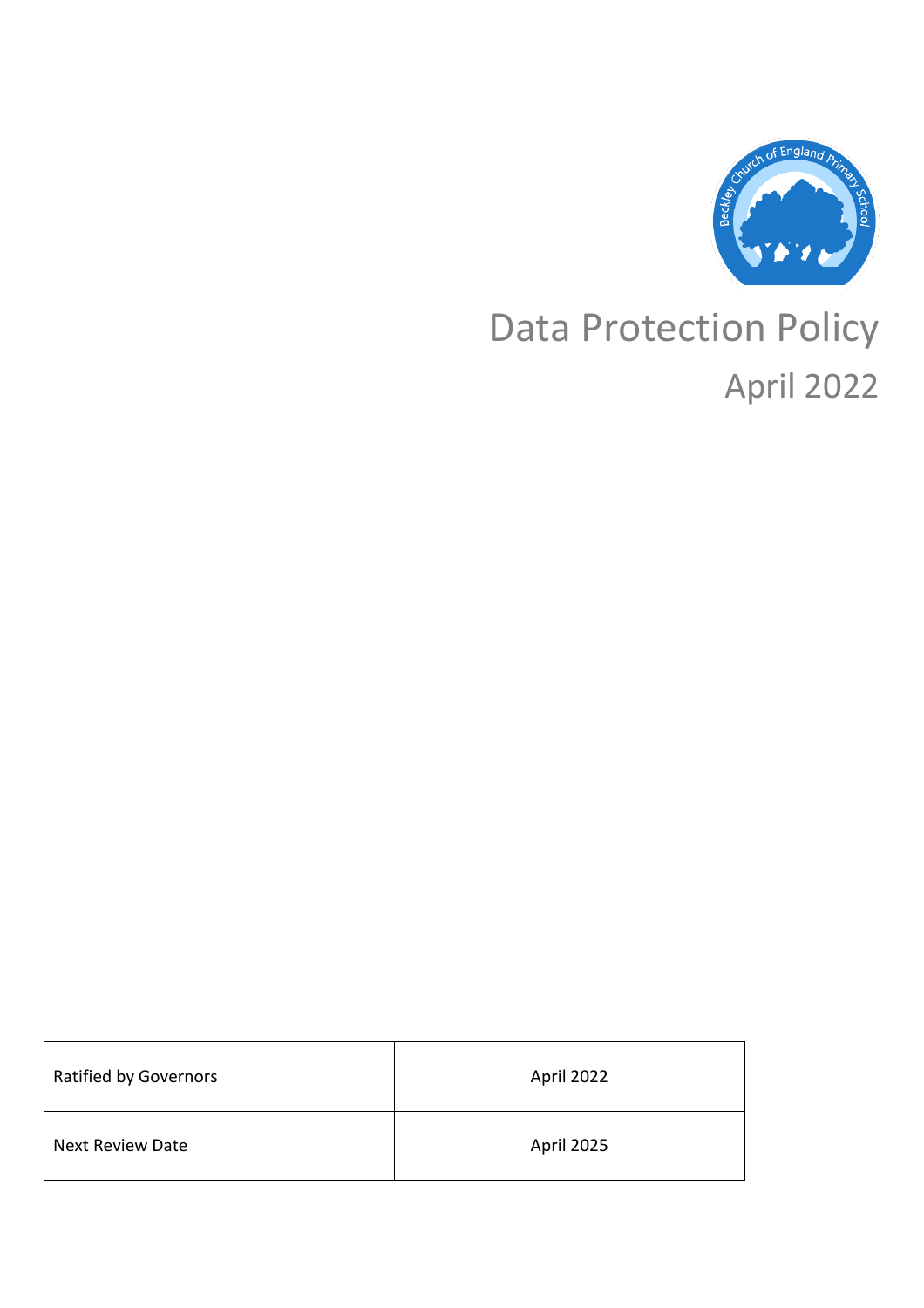# Data Protection Policy

## April 2022

| Ratified by Governors | April 2022 |
|---|---|
| Next Review Date | April 2025 |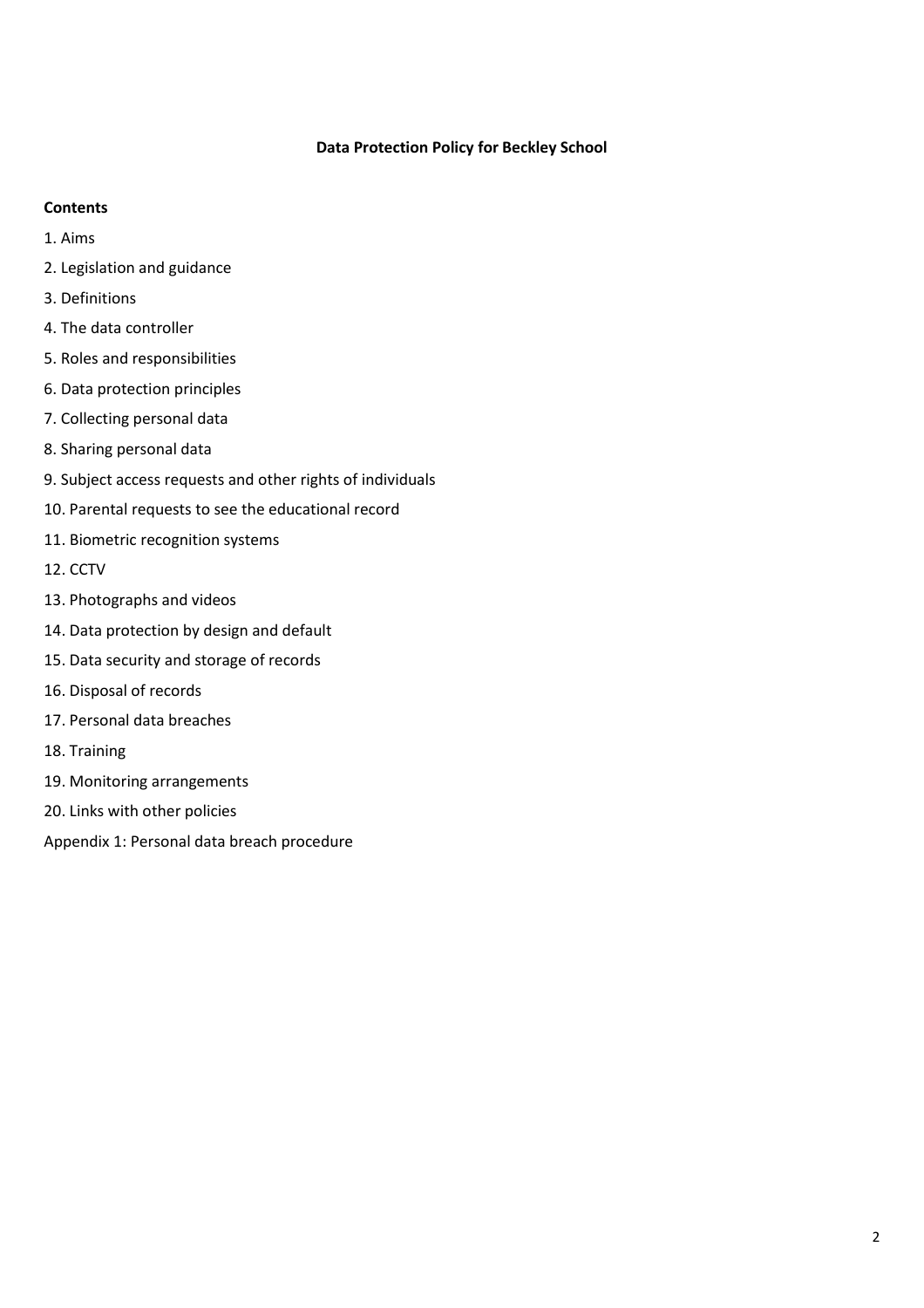**Data Protection Policy for Beckley School**

**Contents**

1. Aims
2. Legislation and guidance
3. Definitions
4. The data controller
5. Roles and responsibilities
6. Data protection principles
7. Collecting personal data
8. Sharing personal data
9. Subject access requests and other rights of individuals
10. Parental requests to see the educational record
11. Biometric recognition systems
12. CCTV
13. Photographs and videos
14. Data protection by design and default
15. Data security and storage of records
16. Disposal of records
17. Personal data breaches
18. Training
19. Monitoring arrangements
20. Links with other policies

Appendix 1: Personal data breach procedure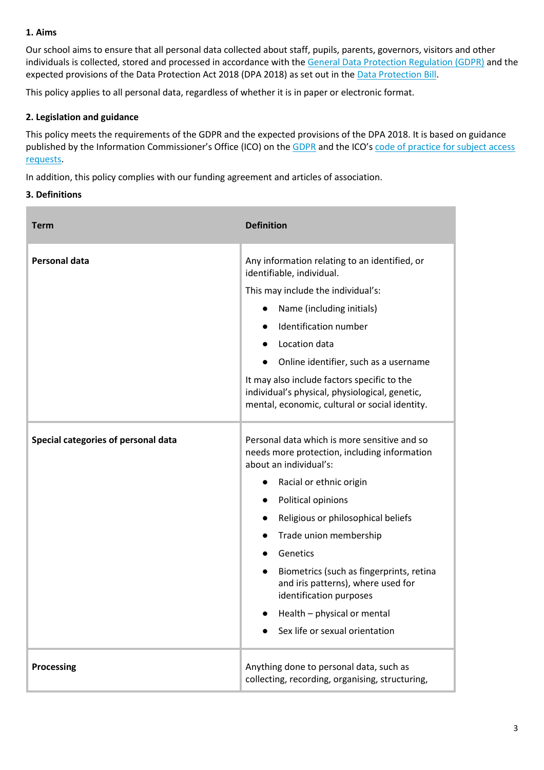## 1. Aims

Our school aims to ensure that all personal data collected about staff, pupils, parents, governors, visitors and other individuals is collected, stored and processed in accordance with the General Data Protection Regulation (GDPR) and the expected provisions of the Data Protection Act 2018 (DPA 2018) as set out in the Data Protection Bill.

This policy applies to all personal data, regardless of whether it is in paper or electronic format.

## 2. Legislation and guidance

This policy meets the requirements of the GDPR and the expected provisions of the DPA 2018. It is based on guidance published by the Information Commissioner's Office (ICO) on the GDPR and the ICO's code of practice for subject access requests.

In addition, this policy complies with our funding agreement and articles of association.

## 3. Definitions

| Term | Definition |
|---|---|
| **Personal data** | Any information relating to an identified, or identifiable, individual.<br>This may include the individual's:<br>• Name (including initials)<br>• Identification number<br>• Location data<br>• Online identifier, such as a username<br>It may also include factors specific to the individual's physical, physiological, genetic, mental, economic, cultural or social identity. |
| **Special categories of personal data** | Personal data which is more sensitive and so needs more protection, including information about an individual's:<br>• Racial or ethnic origin<br>• Political opinions<br>• Religious or philosophical beliefs<br>• Trade union membership<br>• Genetics<br>• Biometrics (such as fingerprints, retina and iris patterns), where used for identification purposes<br>• Health – physical or mental<br>• Sex life or sexual orientation |
| **Processing** | Anything done to personal data, such as collecting, recording, organising, structuring, |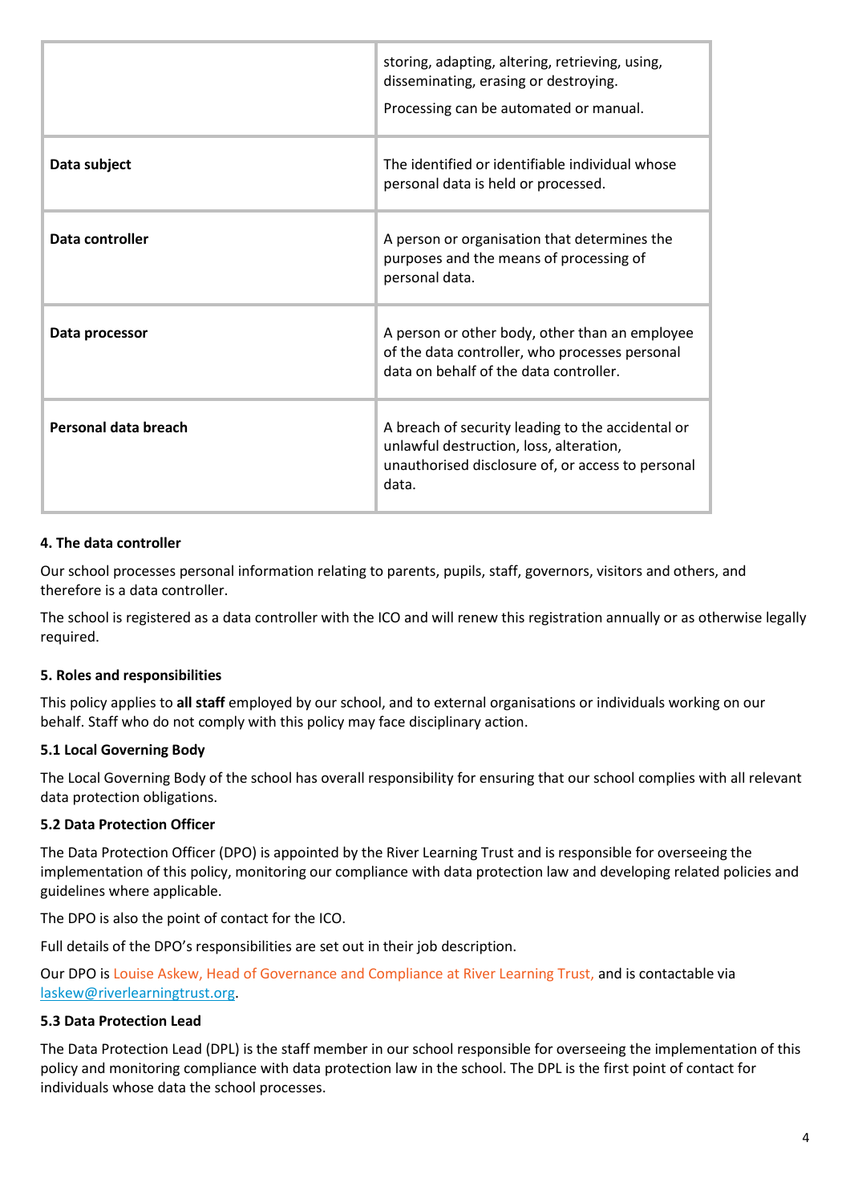| | |
|---|---|
| | storing, adapting, altering, retrieving, using, disseminating, erasing or destroying.<br><br>Processing can be automated or manual. |
| **Data subject** | The identified or identifiable individual whose personal data is held or processed. |
| **Data controller** | A person or organisation that determines the purposes and the means of processing of personal data. |
| **Data processor** | A person or other body, other than an employee of the data controller, who processes personal data on behalf of the data controller. |
| **Personal data breach** | A breach of security leading to the accidental or unlawful destruction, loss, alteration, unauthorised disclosure of, or access to personal data. |

**4. The data controller**

Our school processes personal information relating to parents, pupils, staff, governors, visitors and others, and therefore is a data controller.

The school is registered as a data controller with the ICO and will renew this registration annually or as otherwise legally required.

**5. Roles and responsibilities**

This policy applies to **all staff** employed by our school, and to external organisations or individuals working on our behalf. Staff who do not comply with this policy may face disciplinary action.

**5.1 Local Governing Body**

The Local Governing Body of the school has overall responsibility for ensuring that our school complies with all relevant data protection obligations.

**5.2 Data Protection Officer**

The Data Protection Officer (DPO) is appointed by the River Learning Trust and is responsible for overseeing the implementation of this policy, monitoring our compliance with data protection law and developing related policies and guidelines where applicable.

The DPO is also the point of contact for the ICO.

Full details of the DPO's responsibilities are set out in their job description.

Our DPO is Louise Askew, Head of Governance and Compliance at River Learning Trust, and is contactable via laskew@riverlearningtrust.org.

**5.3 Data Protection Lead**

The Data Protection Lead (DPL) is the staff member in our school responsible for overseeing the implementation of this policy and monitoring compliance with data protection law in the school. The DPL is the first point of contact for individuals whose data the school processes.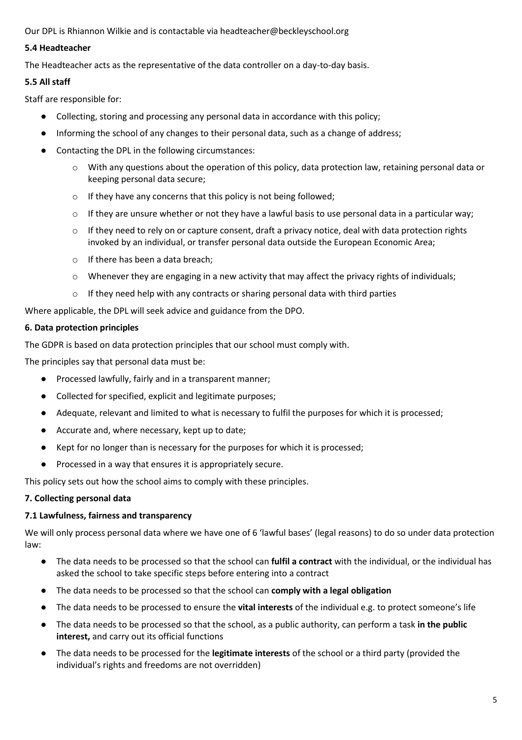Our DPL is Rhiannon Wilkie and is contactable via headteacher@beckleyschool.org

**5.4 Headteacher**

The Headteacher acts as the representative of the data controller on a day-to-day basis.

**5.5 All staff**

Staff are responsible for:

- Collecting, storing and processing any personal data in accordance with this policy;
- Informing the school of any changes to their personal data, such as a change of address;
- Contacting the DPL in the following circumstances:
    - With any questions about the operation of this policy, data protection law, retaining personal data or keeping personal data secure;
    - If they have any concerns that this policy is not being followed;
    - If they are unsure whether or not they have a lawful basis to use personal data in a particular way;
    - If they need to rely on or capture consent, draft a privacy notice, deal with data protection rights invoked by an individual, or transfer personal data outside the European Economic Area;
    - If there has been a data breach;
    - Whenever they are engaging in a new activity that may affect the privacy rights of individuals;
    - If they need help with any contracts or sharing personal data with third parties

Where applicable, the DPL will seek advice and guidance from the DPO.

**6. Data protection principles**

The GDPR is based on data protection principles that our school must comply with.

The principles say that personal data must be:

- Processed lawfully, fairly and in a transparent manner;
- Collected for specified, explicit and legitimate purposes;
- Adequate, relevant and limited to what is necessary to fulfil the purposes for which it is processed;
- Accurate and, where necessary, kept up to date;
- Kept for no longer than is necessary for the purposes for which it is processed;
- Processed in a way that ensures it is appropriately secure.

This policy sets out how the school aims to comply with these principles.

**7. Collecting personal data**

**7.1 Lawfulness, fairness and transparency**

We will only process personal data where we have one of 6 'lawful bases' (legal reasons) to do so under data protection law:

- The data needs to be processed so that the school can **fulfil a contract** with the individual, or the individual has asked the school to take specific steps before entering into a contract
- The data needs to be processed so that the school can **comply with a legal obligation**
- The data needs to be processed to ensure the **vital interests** of the individual e.g. to protect someone's life
- The data needs to be processed so that the school, as a public authority, can perform a task **in the public interest,** and carry out its official functions
- The data needs to be processed for the **legitimate interests** of the school or a third party (provided the individual's rights and freedoms are not overridden)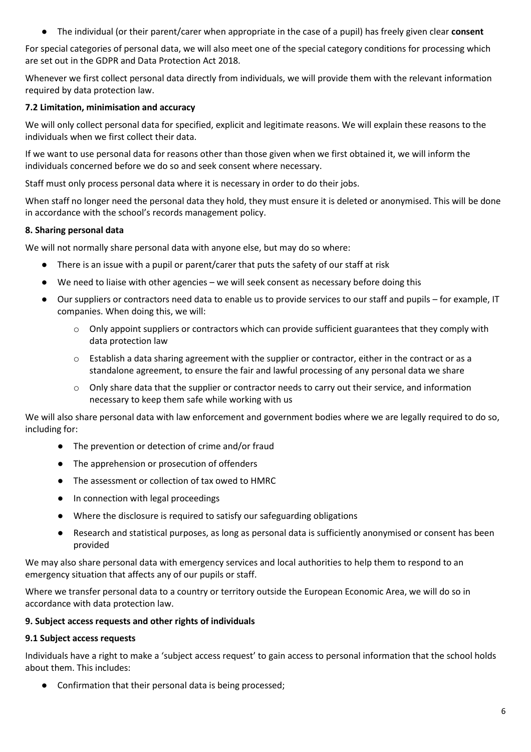- The individual (or their parent/carer when appropriate in the case of a pupil) has freely given clear **consent**

For special categories of personal data, we will also meet one of the special category conditions for processing which are set out in the GDPR and Data Protection Act 2018.

Whenever we first collect personal data directly from individuals, we will provide them with the relevant information required by data protection law.

### 7.2 Limitation, minimisation and accuracy

We will only collect personal data for specified, explicit and legitimate reasons. We will explain these reasons to the individuals when we first collect their data.

If we want to use personal data for reasons other than those given when we first obtained it, we will inform the individuals concerned before we do so and seek consent where necessary.

Staff must only process personal data where it is necessary in order to do their jobs.

When staff no longer need the personal data they hold, they must ensure it is deleted or anonymised. This will be done in accordance with the school's records management policy.

## 8. Sharing personal data

We will not normally share personal data with anyone else, but may do so where:

- There is an issue with a pupil or parent/carer that puts the safety of our staff at risk
- We need to liaise with other agencies – we will seek consent as necessary before doing this
- Our suppliers or contractors need data to enable us to provide services to our staff and pupils – for example, IT companies. When doing this, we will:
  - Only appoint suppliers or contractors which can provide sufficient guarantees that they comply with data protection law
  - Establish a data sharing agreement with the supplier or contractor, either in the contract or as a standalone agreement, to ensure the fair and lawful processing of any personal data we share
  - Only share data that the supplier or contractor needs to carry out their service, and information necessary to keep them safe while working with us

We will also share personal data with law enforcement and government bodies where we are legally required to do so, including for:

- The prevention or detection of crime and/or fraud
- The apprehension or prosecution of offenders
- The assessment or collection of tax owed to HMRC
- In connection with legal proceedings
- Where the disclosure is required to satisfy our safeguarding obligations
- Research and statistical purposes, as long as personal data is sufficiently anonymised or consent has been provided

We may also share personal data with emergency services and local authorities to help them to respond to an emergency situation that affects any of our pupils or staff.

Where we transfer personal data to a country or territory outside the European Economic Area, we will do so in accordance with data protection law.

## 9. Subject access requests and other rights of individuals

### 9.1 Subject access requests

Individuals have a right to make a 'subject access request' to gain access to personal information that the school holds about them. This includes:

- Confirmation that their personal data is being processed;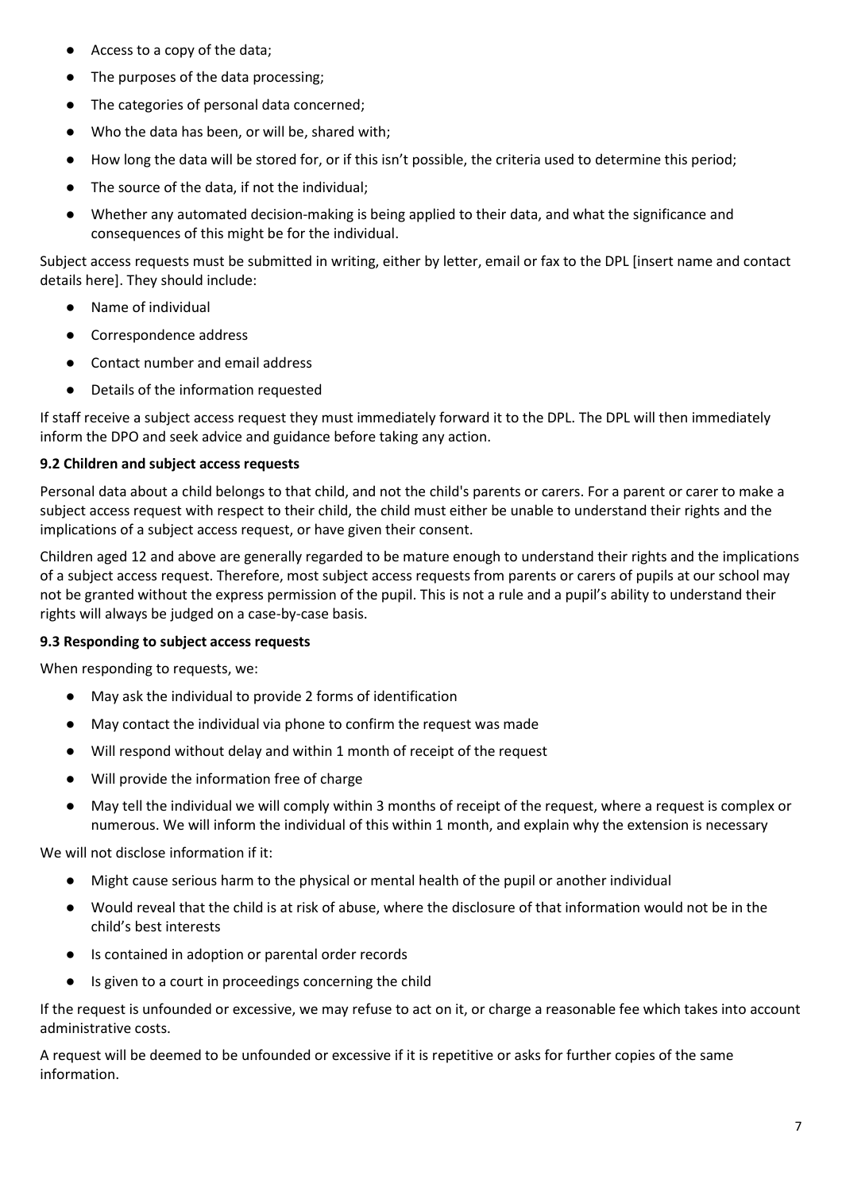- Access to a copy of the data;
- The purposes of the data processing;
- The categories of personal data concerned;
- Who the data has been, or will be, shared with;
- How long the data will be stored for, or if this isn't possible, the criteria used to determine this period;
- The source of the data, if not the individual;
- Whether any automated decision-making is being applied to their data, and what the significance and consequences of this might be for the individual.

Subject access requests must be submitted in writing, either by letter, email or fax to the DPL [insert name and contact details here]. They should include:

- Name of individual
- Correspondence address
- Contact number and email address
- Details of the information requested

If staff receive a subject access request they must immediately forward it to the DPL. The DPL will then immediately inform the DPO and seek advice and guidance before taking any action.

**9.2 Children and subject access requests**

Personal data about a child belongs to that child, and not the child's parents or carers. For a parent or carer to make a subject access request with respect to their child, the child must either be unable to understand their rights and the implications of a subject access request, or have given their consent.

Children aged 12 and above are generally regarded to be mature enough to understand their rights and the implications of a subject access request. Therefore, most subject access requests from parents or carers of pupils at our school may not be granted without the express permission of the pupil. This is not a rule and a pupil's ability to understand their rights will always be judged on a case-by-case basis.

**9.3 Responding to subject access requests**

When responding to requests, we:

- May ask the individual to provide 2 forms of identification
- May contact the individual via phone to confirm the request was made
- Will respond without delay and within 1 month of receipt of the request
- Will provide the information free of charge
- May tell the individual we will comply within 3 months of receipt of the request, where a request is complex or numerous. We will inform the individual of this within 1 month, and explain why the extension is necessary

We will not disclose information if it:

- Might cause serious harm to the physical or mental health of the pupil or another individual
- Would reveal that the child is at risk of abuse, where the disclosure of that information would not be in the child's best interests
- Is contained in adoption or parental order records
- Is given to a court in proceedings concerning the child

If the request is unfounded or excessive, we may refuse to act on it, or charge a reasonable fee which takes into account administrative costs.

A request will be deemed to be unfounded or excessive if it is repetitive or asks for further copies of the same information.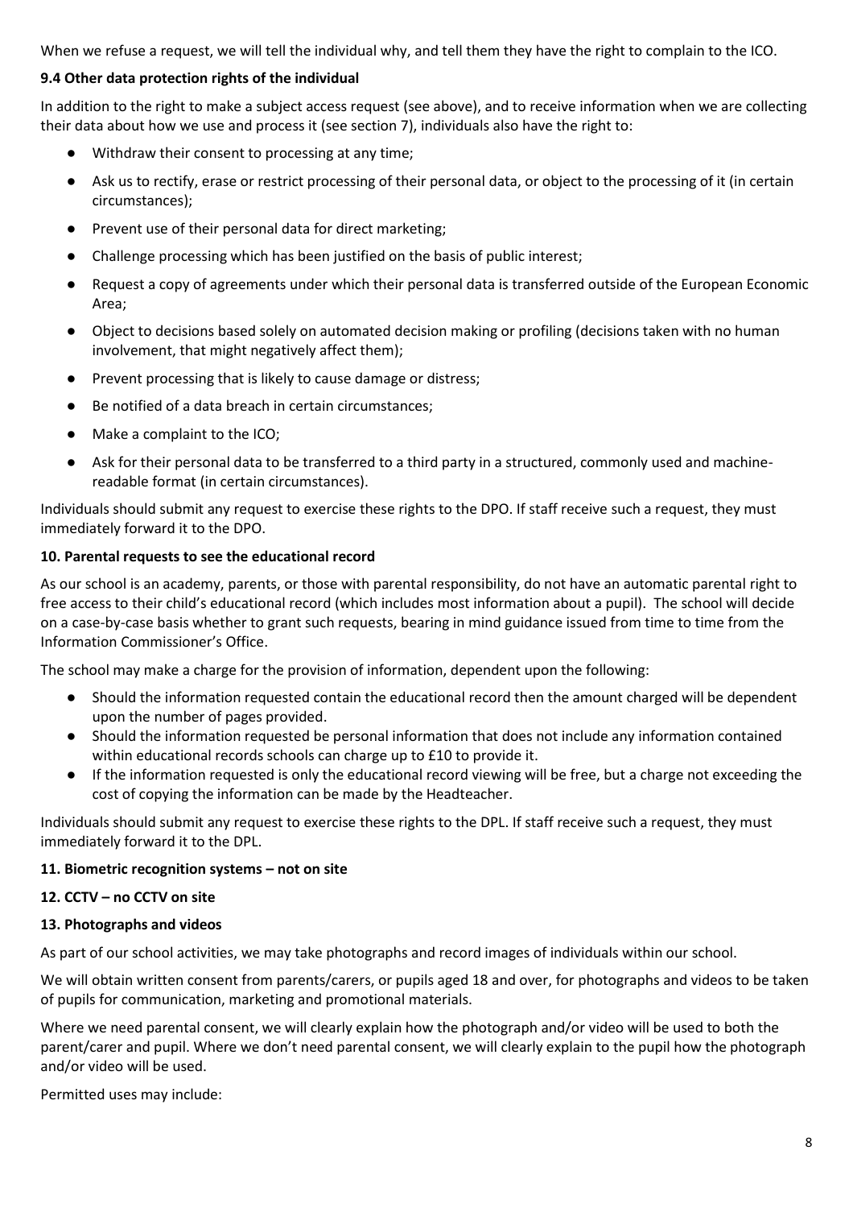When we refuse a request, we will tell the individual why, and tell them they have the right to complain to the ICO.

**9.4 Other data protection rights of the individual**

In addition to the right to make a subject access request (see above), and to receive information when we are collecting their data about how we use and process it (see section 7), individuals also have the right to:

- Withdraw their consent to processing at any time;
- Ask us to rectify, erase or restrict processing of their personal data, or object to the processing of it (in certain circumstances);
- Prevent use of their personal data for direct marketing;
- Challenge processing which has been justified on the basis of public interest;
- Request a copy of agreements under which their personal data is transferred outside of the European Economic Area;
- Object to decisions based solely on automated decision making or profiling (decisions taken with no human involvement, that might negatively affect them);
- Prevent processing that is likely to cause damage or distress;
- Be notified of a data breach in certain circumstances;
- Make a complaint to the ICO;
- Ask for their personal data to be transferred to a third party in a structured, commonly used and machine-readable format (in certain circumstances).

Individuals should submit any request to exercise these rights to the DPO. If staff receive such a request, they must immediately forward it to the DPO.

**10. Parental requests to see the educational record**

As our school is an academy, parents, or those with parental responsibility, do not have an automatic parental right to free access to their child's educational record (which includes most information about a pupil). The school will decide on a case-by-case basis whether to grant such requests, bearing in mind guidance issued from time to time from the Information Commissioner's Office.

The school may make a charge for the provision of information, dependent upon the following:

- Should the information requested contain the educational record then the amount charged will be dependent upon the number of pages provided.
- Should the information requested be personal information that does not include any information contained within educational records schools can charge up to £10 to provide it.
- If the information requested is only the educational record viewing will be free, but a charge not exceeding the cost of copying the information can be made by the Headteacher.

Individuals should submit any request to exercise these rights to the DPL. If staff receive such a request, they must immediately forward it to the DPL.

**11. Biometric recognition systems – not on site**

**12. CCTV – no CCTV on site**

**13. Photographs and videos**

As part of our school activities, we may take photographs and record images of individuals within our school.

We will obtain written consent from parents/carers, or pupils aged 18 and over, for photographs and videos to be taken of pupils for communication, marketing and promotional materials.

Where we need parental consent, we will clearly explain how the photograph and/or video will be used to both the parent/carer and pupil. Where we don't need parental consent, we will clearly explain to the pupil how the photograph and/or video will be used.

Permitted uses may include: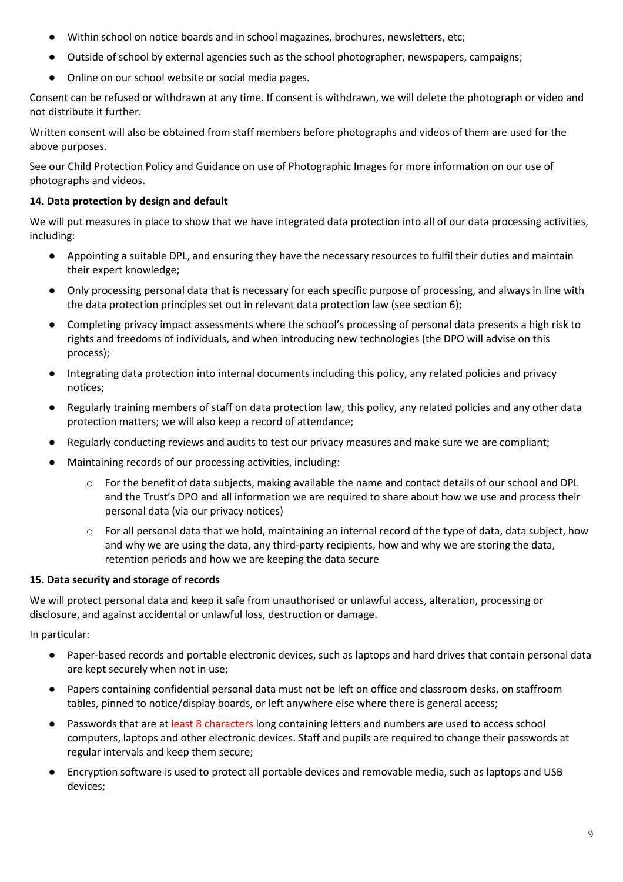- Within school on notice boards and in school magazines, brochures, newsletters, etc;
- Outside of school by external agencies such as the school photographer, newspapers, campaigns;
- Online on our school website or social media pages.

Consent can be refused or withdrawn at any time. If consent is withdrawn, we will delete the photograph or video and not distribute it further.

Written consent will also be obtained from staff members before photographs and videos of them are used for the above purposes.

See our Child Protection Policy and Guidance on use of Photographic Images for more information on our use of photographs and videos.

**14. Data protection by design and default**

We will put measures in place to show that we have integrated data protection into all of our data processing activities, including:

- Appointing a suitable DPL, and ensuring they have the necessary resources to fulfil their duties and maintain their expert knowledge;
- Only processing personal data that is necessary for each specific purpose of processing, and always in line with the data protection principles set out in relevant data protection law (see section 6);
- Completing privacy impact assessments where the school's processing of personal data presents a high risk to rights and freedoms of individuals, and when introducing new technologies (the DPO will advise on this process);
- Integrating data protection into internal documents including this policy, any related policies and privacy notices;
- Regularly training members of staff on data protection law, this policy, any related policies and any other data protection matters; we will also keep a record of attendance;
- Regularly conducting reviews and audits to test our privacy measures and make sure we are compliant;
- Maintaining records of our processing activities, including:
    - For the benefit of data subjects, making available the name and contact details of our school and DPL and the Trust's DPO and all information we are required to share about how we use and process their personal data (via our privacy notices)
    - For all personal data that we hold, maintaining an internal record of the type of data, data subject, how and why we are using the data, any third-party recipients, how and why we are storing the data, retention periods and how we are keeping the data secure

**15. Data security and storage of records**

We will protect personal data and keep it safe from unauthorised or unlawful access, alteration, processing or disclosure, and against accidental or unlawful loss, destruction or damage.

In particular:

- Paper-based records and portable electronic devices, such as laptops and hard drives that contain personal data are kept securely when not in use;
- Papers containing confidential personal data must not be left on office and classroom desks, on staffroom tables, pinned to notice/display boards, or left anywhere else where there is general access;
- Passwords that are at least 8 characters long containing letters and numbers are used to access school computers, laptops and other electronic devices. Staff and pupils are required to change their passwords at regular intervals and keep them secure;
- Encryption software is used to protect all portable devices and removable media, such as laptops and USB devices;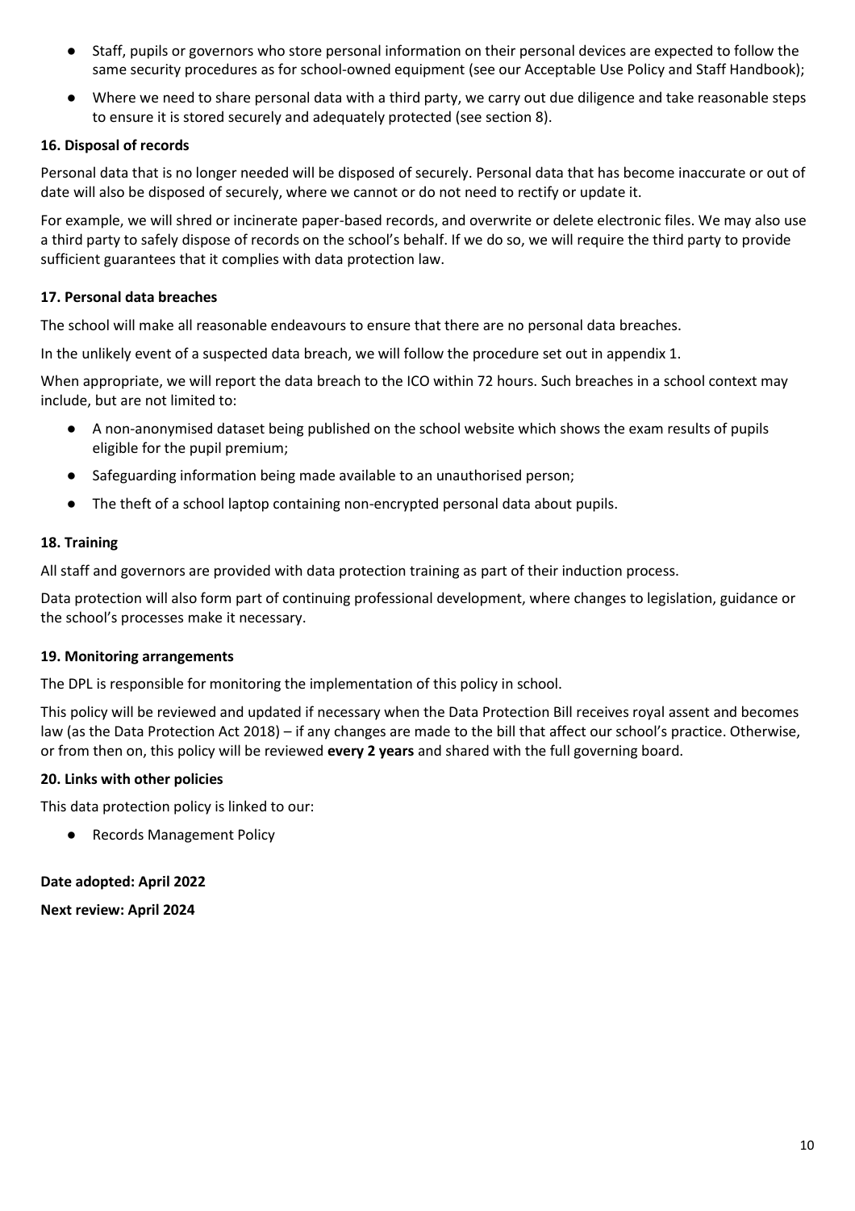- Staff, pupils or governors who store personal information on their personal devices are expected to follow the same security procedures as for school-owned equipment (see our Acceptable Use Policy and Staff Handbook);
- Where we need to share personal data with a third party, we carry out due diligence and take reasonable steps to ensure it is stored securely and adequately protected (see section 8).

### 16. Disposal of records

Personal data that is no longer needed will be disposed of securely. Personal data that has become inaccurate or out of date will also be disposed of securely, where we cannot or do not need to rectify or update it.

For example, we will shred or incinerate paper-based records, and overwrite or delete electronic files. We may also use a third party to safely dispose of records on the school's behalf. If we do so, we will require the third party to provide sufficient guarantees that it complies with data protection law.

### 17. Personal data breaches

The school will make all reasonable endeavours to ensure that there are no personal data breaches.

In the unlikely event of a suspected data breach, we will follow the procedure set out in appendix 1.

When appropriate, we will report the data breach to the ICO within 72 hours. Such breaches in a school context may include, but are not limited to:

- A non-anonymised dataset being published on the school website which shows the exam results of pupils eligible for the pupil premium;
- Safeguarding information being made available to an unauthorised person;
- The theft of a school laptop containing non-encrypted personal data about pupils.

### 18. Training

All staff and governors are provided with data protection training as part of their induction process.

Data protection will also form part of continuing professional development, where changes to legislation, guidance or the school's processes make it necessary.

### 19. Monitoring arrangements

The DPL is responsible for monitoring the implementation of this policy in school.

This policy will be reviewed and updated if necessary when the Data Protection Bill receives royal assent and becomes law (as the Data Protection Act 2018) – if any changes are made to the bill that affect our school's practice. Otherwise, or from then on, this policy will be reviewed **every 2 years** and shared with the full governing board.

### 20. Links with other policies

This data protection policy is linked to our:

- Records Management Policy

**Date adopted: April 2022**

**Next review: April 2024**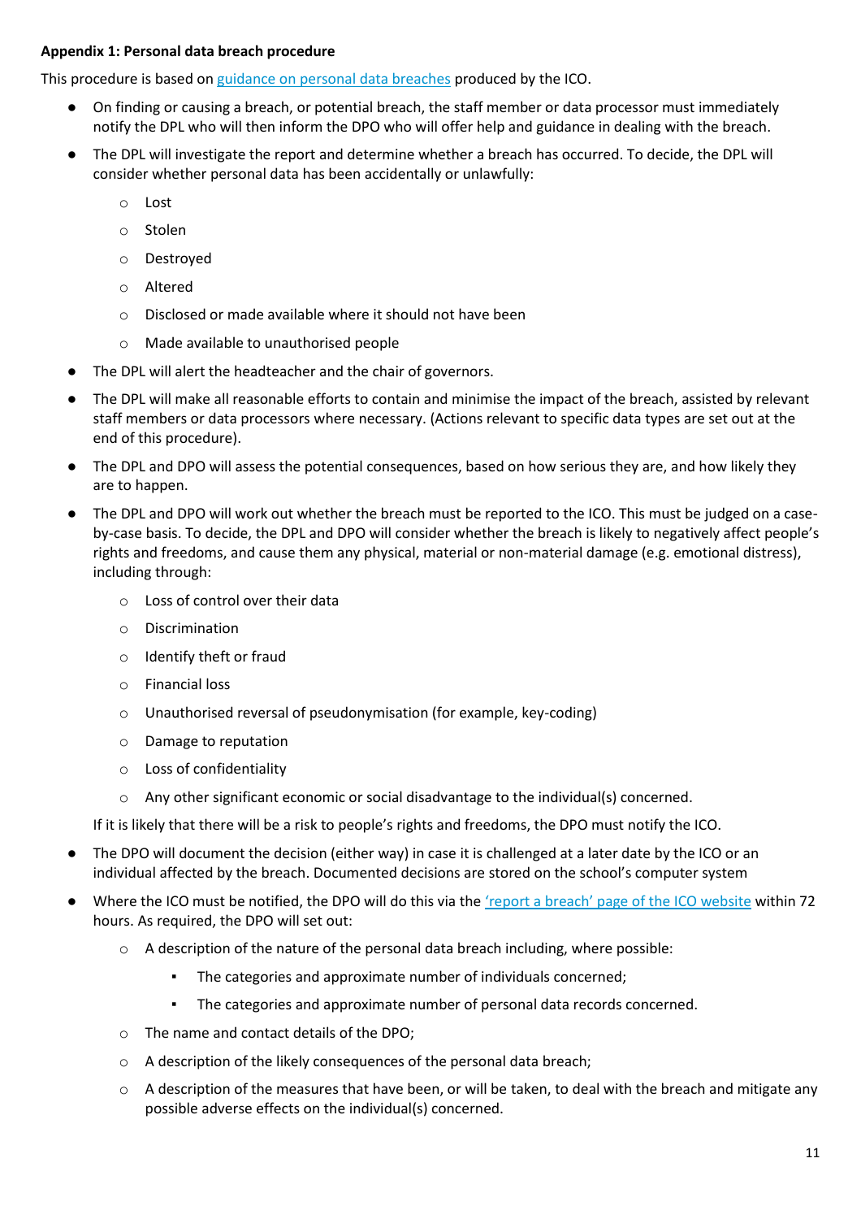**Appendix 1: Personal data breach procedure**

This procedure is based on [guidance on personal data breaches]() produced by the ICO.

- On finding or causing a breach, or potential breach, the staff member or data processor must immediately notify the DPL who will then inform the DPO who will offer help and guidance in dealing with the breach.
- The DPL will investigate the report and determine whether a breach has occurred. To decide, the DPL will consider whether personal data has been accidentally or unlawfully:
    - Lost
    - Stolen
    - Destroyed
    - Altered
    - Disclosed or made available where it should not have been
    - Made available to unauthorised people
- The DPL will alert the headteacher and the chair of governors.
- The DPL will make all reasonable efforts to contain and minimise the impact of the breach, assisted by relevant staff members or data processors where necessary. (Actions relevant to specific data types are set out at the end of this procedure).
- The DPL and DPO will assess the potential consequences, based on how serious they are, and how likely they are to happen.
- The DPL and DPO will work out whether the breach must be reported to the ICO. This must be judged on a case-by-case basis. To decide, the DPL and DPO will consider whether the breach is likely to negatively affect people's rights and freedoms, and cause them any physical, material or non-material damage (e.g. emotional distress), including through:
    - Loss of control over their data
    - Discrimination
    - Identify theft or fraud
    - Financial loss
    - Unauthorised reversal of pseudonymisation (for example, key-coding)
    - Damage to reputation
    - Loss of confidentiality
    - Any other significant economic or social disadvantage to the individual(s) concerned.

  If it is likely that there will be a risk to people's rights and freedoms, the DPO must notify the ICO.
- The DPO will document the decision (either way) in case it is challenged at a later date by the ICO or an individual affected by the breach. Documented decisions are stored on the school's computer system
- Where the ICO must be notified, the DPO will do this via the ['report a breach' page of the ICO website]() within 72 hours. As required, the DPO will set out:
    - A description of the nature of the personal data breach including, where possible:
        - The categories and approximate number of individuals concerned;
        - The categories and approximate number of personal data records concerned.
    - The name and contact details of the DPO;
    - A description of the likely consequences of the personal data breach;
    - A description of the measures that have been, or will be taken, to deal with the breach and mitigate any possible adverse effects on the individual(s) concerned.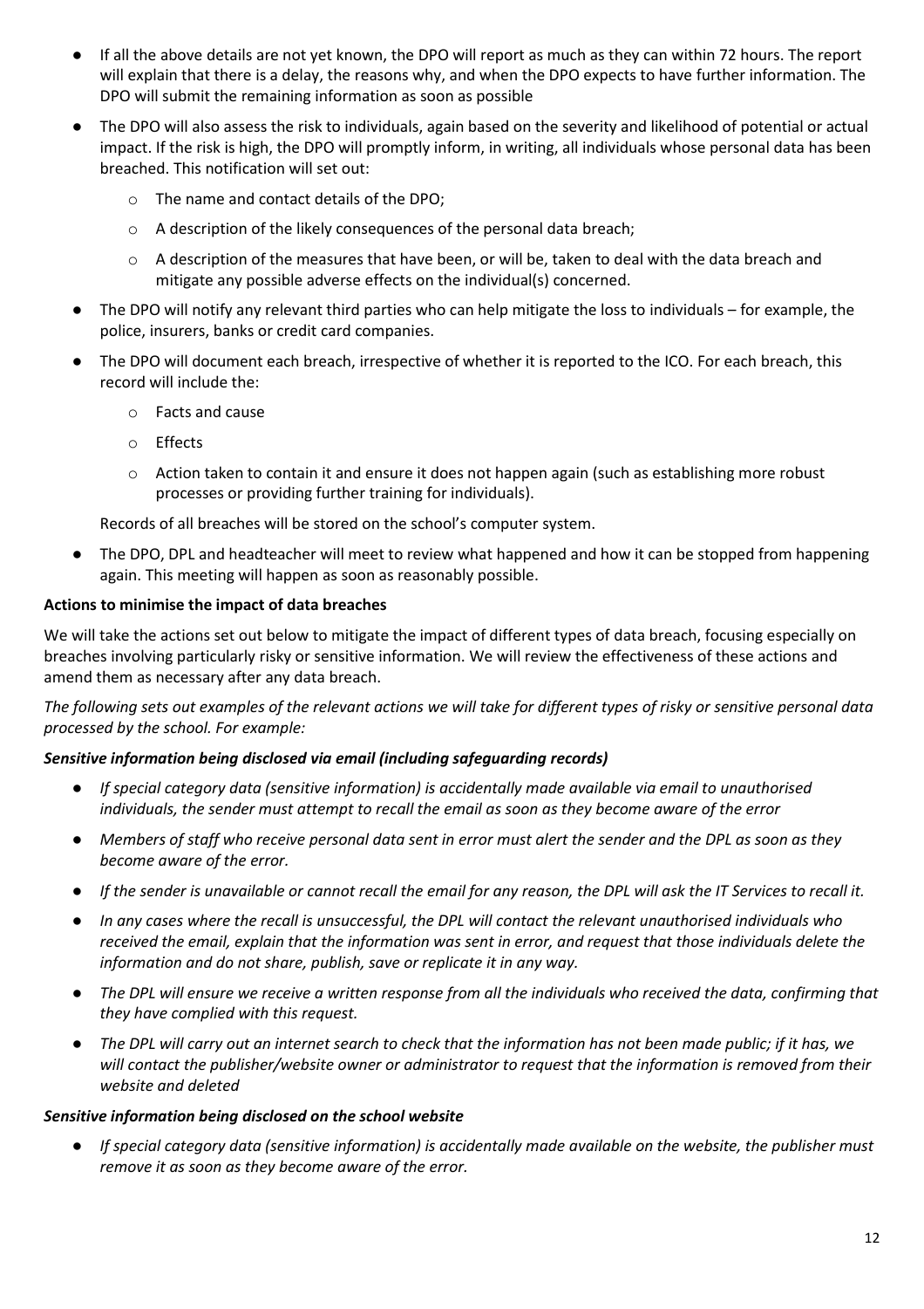- If all the above details are not yet known, the DPO will report as much as they can within 72 hours. The report will explain that there is a delay, the reasons why, and when the DPO expects to have further information. The DPO will submit the remaining information as soon as possible
- The DPO will also assess the risk to individuals, again based on the severity and likelihood of potential or actual impact. If the risk is high, the DPO will promptly inform, in writing, all individuals whose personal data has been breached. This notification will set out:
    - The name and contact details of the DPO;
    - A description of the likely consequences of the personal data breach;
    - A description of the measures that have been, or will be, taken to deal with the data breach and mitigate any possible adverse effects on the individual(s) concerned.
- The DPO will notify any relevant third parties who can help mitigate the loss to individuals – for example, the police, insurers, banks or credit card companies.
- The DPO will document each breach, irrespective of whether it is reported to the ICO. For each breach, this record will include the:
    - Facts and cause
    - Effects
    - Action taken to contain it and ensure it does not happen again (such as establishing more robust processes or providing further training for individuals).

  Records of all breaches will be stored on the school's computer system.
- The DPO, DPL and headteacher will meet to review what happened and how it can be stopped from happening again. This meeting will happen as soon as reasonably possible.

**Actions to minimise the impact of data breaches**

We will take the actions set out below to mitigate the impact of different types of data breach, focusing especially on breaches involving particularly risky or sensitive information. We will review the effectiveness of these actions and amend them as necessary after any data breach.

*The following sets out examples of the relevant actions we will take for different types of risky or sensitive personal data processed by the school. For example:*

***Sensitive information being disclosed via email (including safeguarding records)***

- *If special category data (sensitive information) is accidentally made available via email to unauthorised individuals, the sender must attempt to recall the email as soon as they become aware of the error*
- *Members of staff who receive personal data sent in error must alert the sender and the DPL as soon as they become aware of the error.*
- *If the sender is unavailable or cannot recall the email for any reason, the DPL will ask the IT Services to recall it.*
- *In any cases where the recall is unsuccessful, the DPL will contact the relevant unauthorised individuals who received the email, explain that the information was sent in error, and request that those individuals delete the information and do not share, publish, save or replicate it in any way.*
- *The DPL will ensure we receive a written response from all the individuals who received the data, confirming that they have complied with this request.*
- *The DPL will carry out an internet search to check that the information has not been made public; if it has, we will contact the publisher/website owner or administrator to request that the information is removed from their website and deleted*

***Sensitive information being disclosed on the school website***

- *If special category data (sensitive information) is accidentally made available on the website, the publisher must remove it as soon as they become aware of the error.*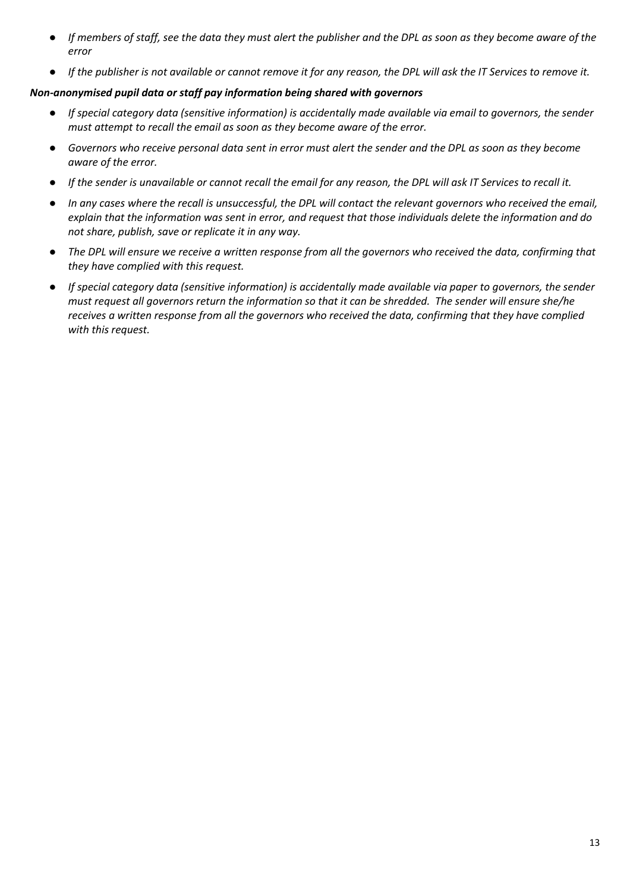- *If members of staff, see the data they must alert the publisher and the DPL as soon as they become aware of the error*
- *If the publisher is not available or cannot remove it for any reason, the DPL will ask the IT Services to remove it.*

***Non-anonymised pupil data or staff pay information being shared with governors***

- *If special category data (sensitive information) is accidentally made available via email to governors, the sender must attempt to recall the email as soon as they become aware of the error.*
- *Governors who receive personal data sent in error must alert the sender and the DPL as soon as they become aware of the error.*
- *If the sender is unavailable or cannot recall the email for any reason, the DPL will ask IT Services to recall it.*
- *In any cases where the recall is unsuccessful, the DPL will contact the relevant governors who received the email, explain that the information was sent in error, and request that those individuals delete the information and do not share, publish, save or replicate it in any way.*
- *The DPL will ensure we receive a written response from all the governors who received the data, confirming that they have complied with this request.*
- *If special category data (sensitive information) is accidentally made available via paper to governors, the sender must request all governors return the information so that it can be shredded. The sender will ensure she/he receives a written response from all the governors who received the data, confirming that they have complied with this request.*